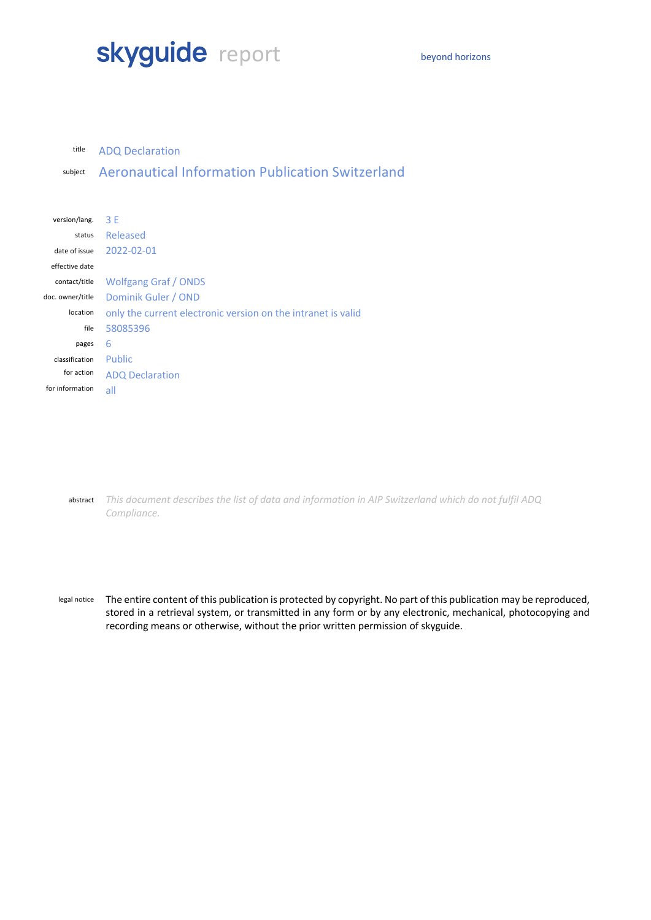# skyguide report

beyond horizons

| | |
|---|---|
| title | ADQ Declaration |
| subject | Aeronautical Information Publication Switzerland |

| | |
|---|---|
| version/lang. | 3 E |
| status | Released |
| date of issue | 2022-02-01 |
| effective date | |
| contact/title | Wolfgang Graf / ONDS |
| doc. owner/title | Dominik Guler / OND |
| location | only the current electronic version on the intranet is valid |
| file | 58085396 |
| pages | 6 |
| classification | Public |
| for action | ADQ Declaration |
| for information | all |

abstract *This document describes the list of data and information in AIP Switzerland which do not fulfil ADQ Compliance.*

legal notice The entire content of this publication is protected by copyright. No part of this publication may be reproduced, stored in a retrieval system, or transmitted in any form or by any electronic, mechanical, photocopying and recording means or otherwise, without the prior written permission of skyguide.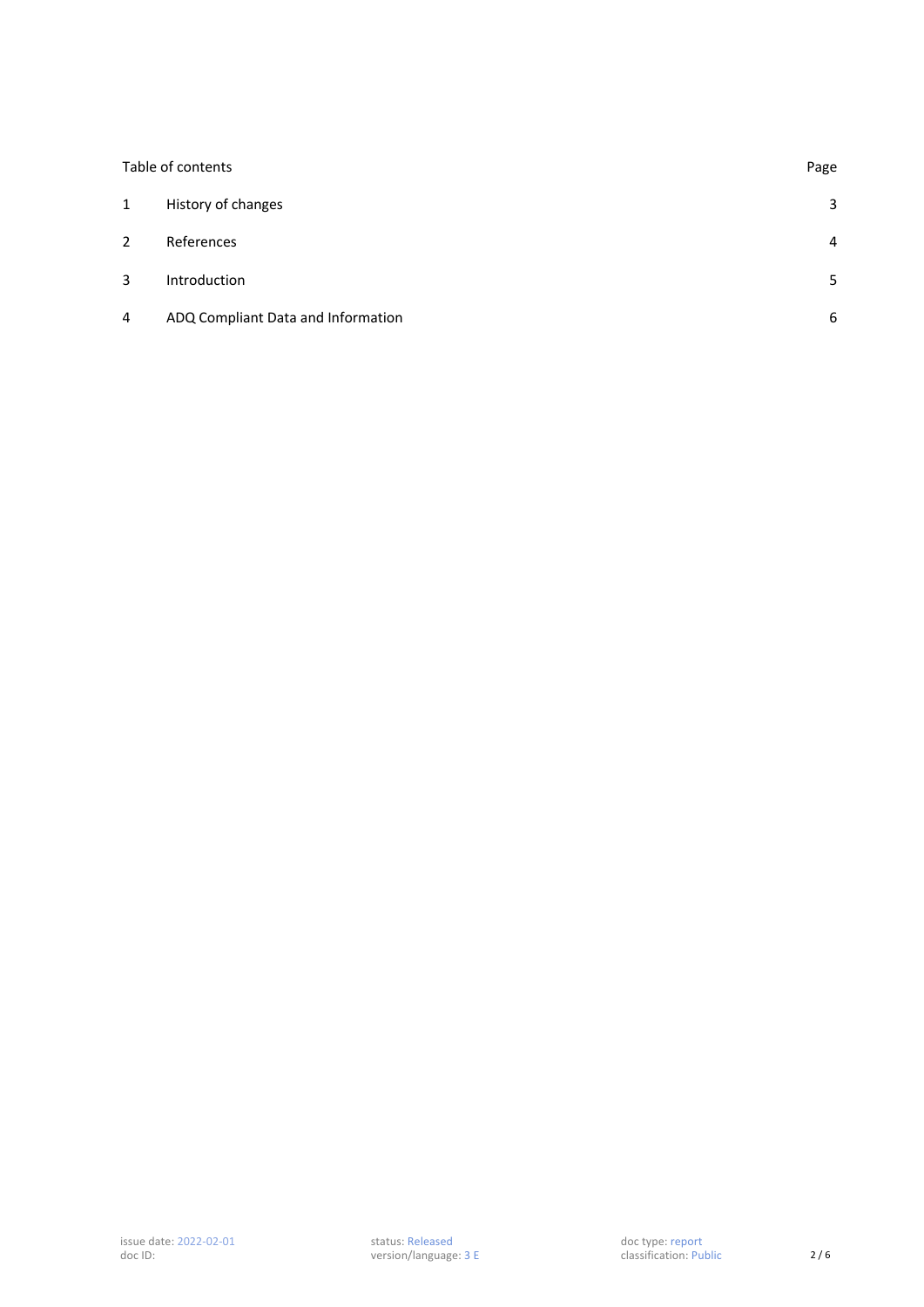| Table of contents | | Page |
|---|---|---|
| 1 | History of changes | 3 |
| 2 | References | 4 |
| 3 | Introduction | 5 |
| 4 | ADQ Compliant Data and Information | 6 |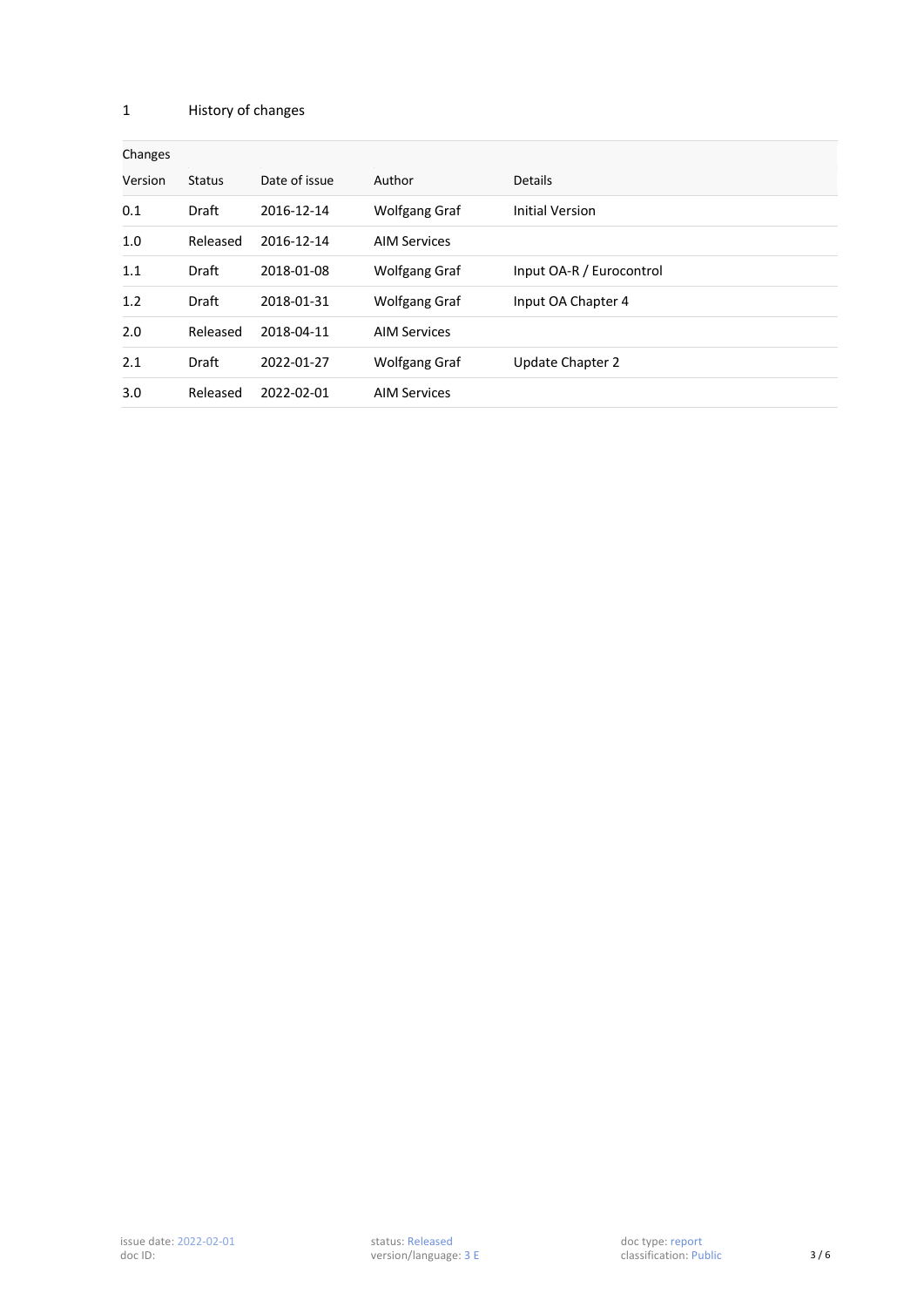# 1 History of changes

| Changes | | | | |
|---|---|---|---|---|
| Version | Status | Date of issue | Author | Details |
| 0.1 | Draft | 2016-12-14 | Wolfgang Graf | Initial Version |
| 1.0 | Released | 2016-12-14 | AIM Services | |
| 1.1 | Draft | 2018-01-08 | Wolfgang Graf | Input OA-R / Eurocontrol |
| 1.2 | Draft | 2018-01-31 | Wolfgang Graf | Input OA Chapter 4 |
| 2.0 | Released | 2018-04-11 | AIM Services | |
| 2.1 | Draft | 2022-01-27 | Wolfgang Graf | Update Chapter 2 |
| 3.0 | Released | 2022-02-01 | AIM Services | |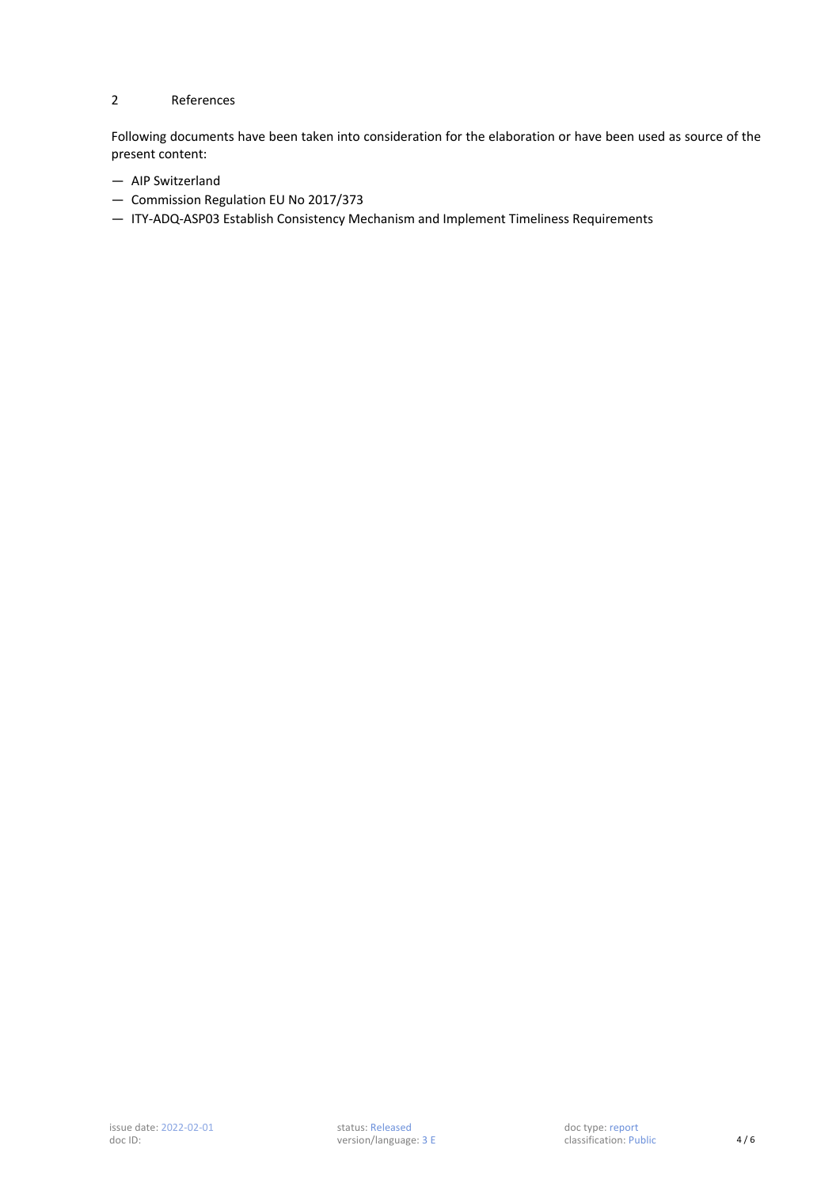## 2 References

Following documents have been taken into consideration for the elaboration or have been used as source of the present content:

- AIP Switzerland
- Commission Regulation EU No 2017/373
- ITY-ADQ-ASP03 Establish Consistency Mechanism and Implement Timeliness Requirements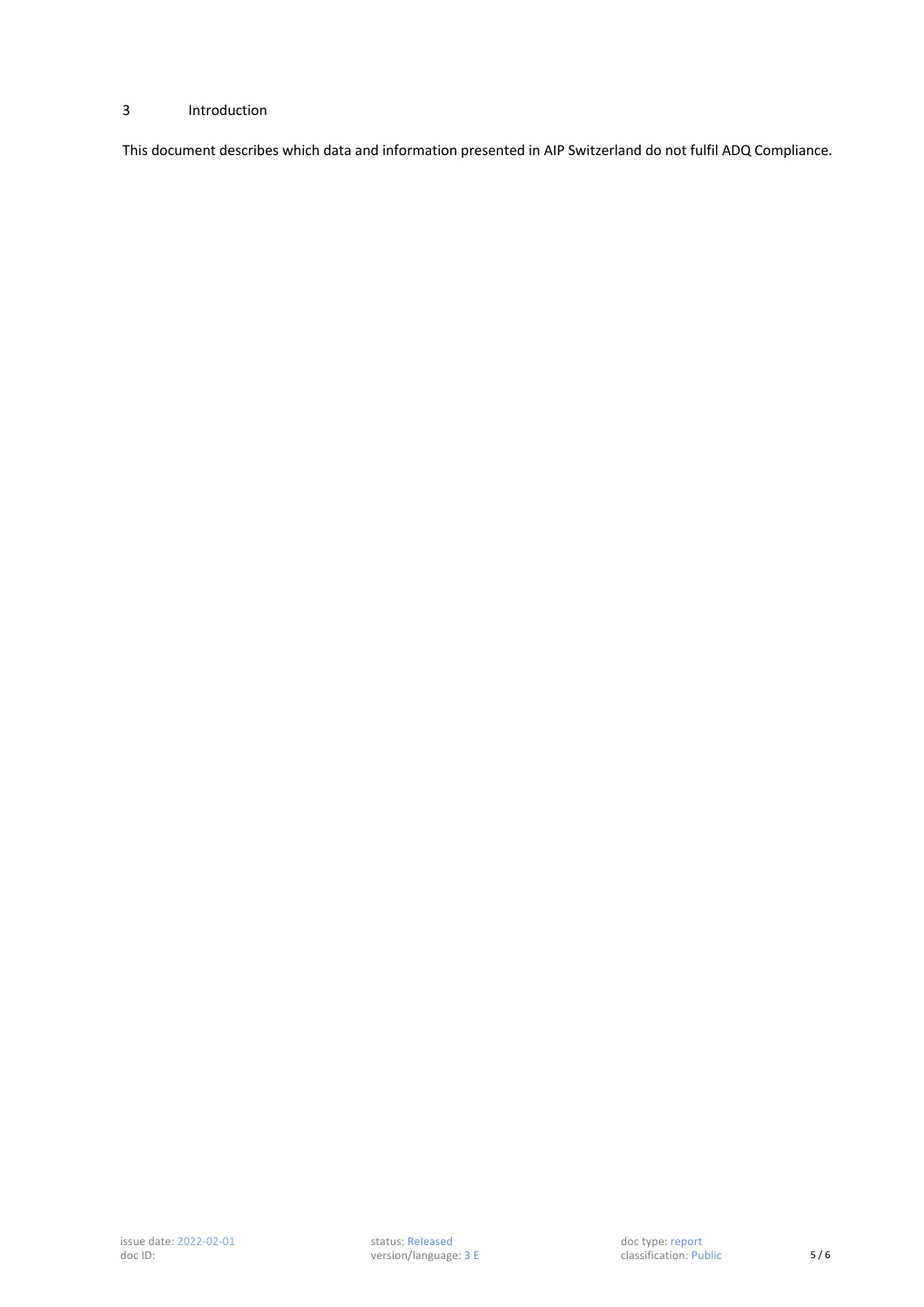# 3 Introduction

This document describes which data and information presented in AIP Switzerland do not fulfil ADQ Compliance.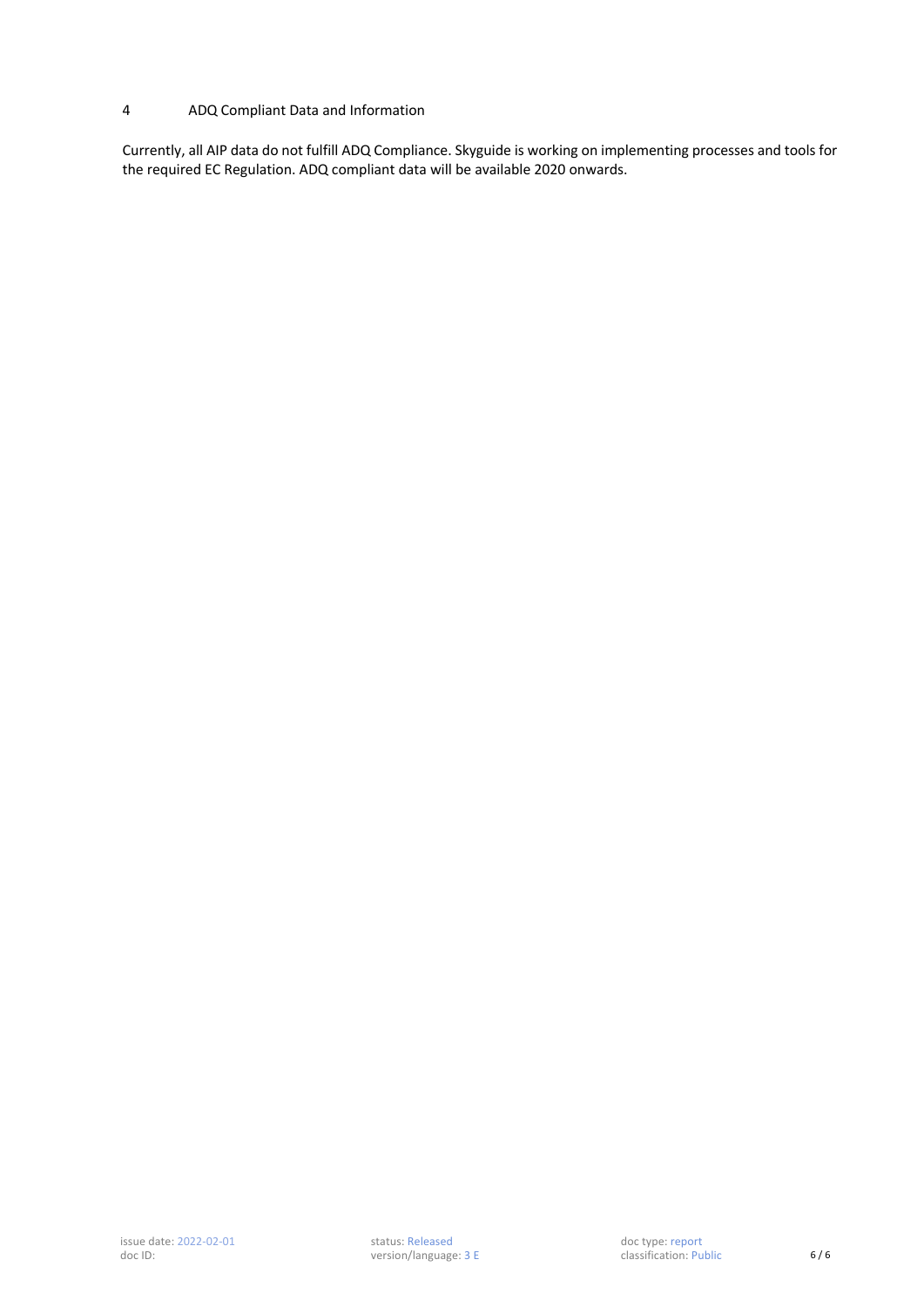# 4 ADQ Compliant Data and Information

Currently, all AIP data do not fulfill ADQ Compliance. Skyguide is working on implementing processes and tools for the required EC Regulation. ADQ compliant data will be available 2020 onwards.